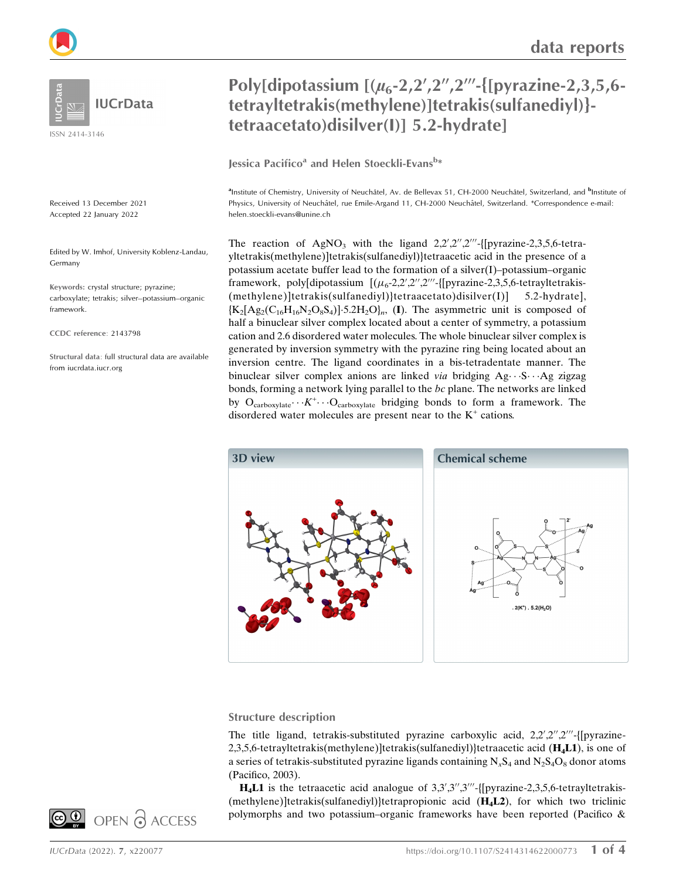# Poly[dipotassium [($\mu_6$-2,2′,2″,2‴-{[pyrazine-2,3,5,6-tetrayltetrakis(methylene)]tetrakis(sulfanediyl)}-tetraacetato)disilver(I)] 5.2-hydrate]

**Jessica Pacifico[a] and Helen Stoeckli-Evans[b]***

[a]Institute of Chemistry, University of Neuchâtel, Av. de Bellevax 51, CH-2000 Neuchâtel, Switzerland, and [b]Institute of Physics, University of Neuchâtel, rue Emile-Argand 11, CH-2000 Neuchâtel, Switzerland. *Correspondence e-mail: helen.stoeckli-evans@unine.ch

ISSN 2414-3146

Received 13 December 2021
Accepted 22 January 2022

Edited by W. Imhof, University Koblenz-Landau, Germany

**Keywords:** crystal structure; pyrazine; carboxylate; tetrakis; silver–potassium–organic framework.

**CCDC reference:** 2143798

**Structural data:** full structural data are available from iucrdata.iucr.org

The reaction of $AgNO_3$ with the ligand 2,2′,2″,2‴-{[pyrazine-2,3,5,6-tetrayltetrakis(methylene)]tetrakis(sulfanediyl)}tetraacetic acid in the presence of a potassium acetate buffer lead to the formation of a silver(I)–potassium–organic framework, poly[dipotassium [($\mu_6$-2,2′,2″,2‴-{[pyrazine-2,3,5,6-tetrayltetrakis(methylene)]tetrakis(sulfanediyl)}tetraacetato)disilver(I)] 5.2-hydrate], $\{K_2[Ag_2(C_{16}H_{16}N_2O_8S_4)]\cdot 5.2H_2O\}_n$, (**I**). The asymmetric unit is composed of half a binuclear silver complex located about a center of symmetry, a potassium cation and 2.6 disordered water molecules. The whole binuclear silver complex is generated by inversion symmetry with the pyrazine ring being located about an inversion centre. The ligand coordinates in a bis-tetradentate manner. The binuclear silver complex anions are linked *via* bridging Ag⋯S⋯Ag zigzag bonds, forming a network lying parallel to the *bc* plane. The networks are linked by $O_{carboxylate}\cdots K^{+}\cdots O_{carboxylate}$ bridging bonds to form a framework. The disordered water molecules are present near to the $K^+$ cations.

**3D view**

**Chemical scheme**

## Structure description

The title ligand, tetrakis-substituted pyrazine carboxylic acid, 2,2′,2″,2‴-{[pyrazine-2,3,5,6-tetrayltetrakis(methylene)]tetrakis(sulfanediyl)}tetraacetic acid (**H$_4$L1**), is one of a series of tetrakis-substituted pyrazine ligands containing $N_xS_4$ and $N_2S_4O_8$ donor atoms (Pacifico, 2003).

**H$_4$L1** is the tetraacetic acid analogue of 3,3′,3″,3‴-{[pyrazine-2,3,5,6-tetrayltetrakis(methylene)]tetrakis(sulfanediyl)}tetrapropionic acid (**H$_4$L2**), for which two triclinic polymorphs and two potassium–organic frameworks have been reported (Pacifico &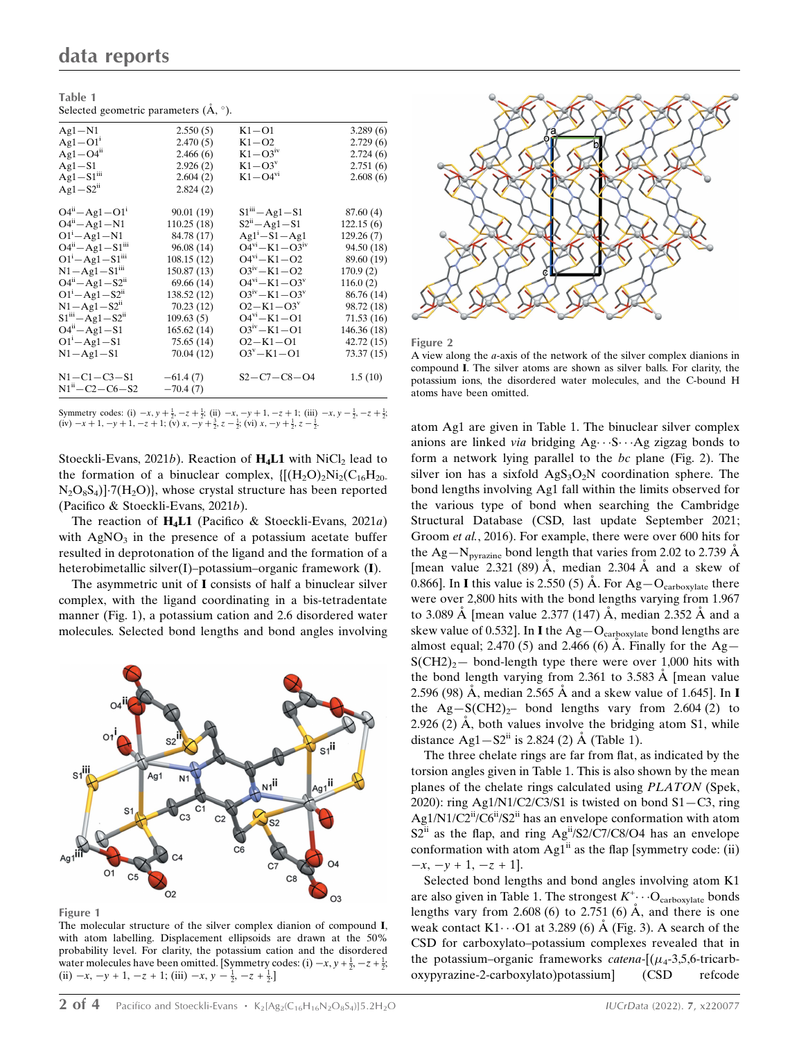**Table 1**
Selected geometric parameters (Å, °).

| | | | |
|---|---|---|---|
| Ag1—N1 | 2.550 (5) | K1—O1 | 3.289 (6) |
| Ag1—O1$^{i}$ | 2.470 (5) | K1—O2 | 2.729 (6) |
| Ag1—O4$^{ii}$ | 2.466 (6) | K1—O3$^{iv}$ | 2.724 (6) |
| Ag1—S1 | 2.926 (2) | K1—O3$^{v}$ | 2.751 (6) |
| Ag1—S1$^{iii}$ | 2.604 (2) | K1—O4$^{vi}$ | 2.608 (6) |
| Ag1—S2$^{ii}$ | 2.824 (2) | | |
| | | | |
| O4$^{ii}$—Ag1—O1$^{i}$ | 90.01 (19) | S1$^{iii}$—Ag1—S1 | 87.60 (4) |
| O4$^{ii}$—Ag1—N1 | 110.25 (18) | S2$^{ii}$—Ag1—S1 | 122.15 (6) |
| O1$^{i}$—Ag1—N1 | 84.78 (17) | Ag1$^{i}$—S1—Ag1 | 129.26 (7) |
| O4$^{ii}$—Ag1—S1$^{iii}$ | 96.08 (14) | O4$^{vi}$—K1—O3$^{iv}$ | 94.50 (18) |
| O1$^{i}$—Ag1—S1$^{iii}$ | 108.15 (12) | O4$^{vi}$—K1—O2 | 89.60 (19) |
| N1—Ag1—S1$^{iii}$ | 150.87 (13) | O3$^{iv}$—K1—O2 | 170.9 (2) |
| O4$^{ii}$—Ag1—S2$^{ii}$ | 69.66 (14) | O4$^{vi}$—K1—O3$^{v}$ | 116.0 (2) |
| O1$^{i}$—Ag1—S2$^{ii}$ | 138.52 (12) | O3$^{iv}$—K1—O3$^{v}$ | 86.76 (14) |
| N1—Ag1—S2$^{ii}$ | 70.23 (12) | O2—K1—O3$^{v}$ | 98.72 (18) |
| S1$^{iii}$—Ag1—S2$^{ii}$ | 109.63 (5) | O4$^{vi}$—K1—O1 | 71.53 (16) |
| O4$^{ii}$—Ag1—S1 | 165.62 (14) | O3$^{iv}$—K1—O1 | 146.36 (18) |
| O1$^{i}$—Ag1—S1 | 75.65 (14) | O2—K1—O1 | 42.72 (15) |
| N1—Ag1—S1 | 70.04 (12) | O3$^{v}$—K1—O1 | 73.37 (15) |
| | | | |
| N1—C1—C3—S1 | −61.4 (7) | S2—C7—C8—O4 | 1.5 (10) |
| N1$^{ii}$—C2—C6—S2 | −70.4 (7) | | |

Symmetry codes: (i) $-x, y+\frac{1}{2}, -z+\frac{1}{2}$; (ii) $-x, -y+1, -z+1$; (iii) $-x, y-\frac{1}{2}, -z+\frac{1}{2}$; (iv) $-x+1, -y+1, -z+1$; (v) $x, -y+\frac{3}{2}, z-\frac{1}{2}$; (vi) $x, -y+\frac{1}{2}, z-\frac{1}{2}$.

Stoeckli-Evans, 2021*b*). Reaction of **$H_4$L1** with $NiCl_2$ lead to the formation of a binuclear complex, {[$(H_2O)_2Ni_2(C_{16}H_{20}N_2O_8S_4)$]·7($H_2O$)}, whose crystal structure has been reported (Pacifico & Stoeckli-Evans, 2021*b*).

The reaction of **$H_4$L1** (Pacifico & Stoeckli-Evans, 2021*a*) with $AgNO_3$ in the presence of a potassium acetate buffer resulted in deprotonation of the ligand and the formation of a heterobimetallic silver(I)–potassium–organic framework (**I**).

The asymmetric unit of **I** consists of half a binuclear silver complex, with the ligand coordinating in a bis-tetradentate manner (Fig. 1), a potassium cation and 2.6 disordered water molecules. Selected bond lengths and bond angles involving atom Ag1 are given in Table 1. The binuclear silver complex anions are linked *via* bridging Ag···S···Ag zigzag bonds to form a network lying parallel to the *bc* plane (Fig. 2). The silver ion has a sixfold $AgS_3O_2N$ coordination sphere. The bond lengths involving Ag1 fall within the limits observed for the various type of bond when searching the Cambridge Structural Database (CSD, last update September 2021; Groom *et al.*, 2016). For example, there were over 600 hits for the Ag—$N_{pyrazine}$ bond length that varies from 2.02 to 2.739 Å [mean value 2.321 (89) Å, median 2.304 Å and a skew of 0.866]. In **I** this value is 2.550 (5) Å. For Ag—$O_{carboxylate}$ there were over 2,800 hits with the bond lengths varying from 1.967 to 3.089 Å [mean value 2.377 (147) Å, median 2.352 Å and a skew value of 0.532]. In **I** the Ag—$O_{carboxylate}$ bond lengths are almost equal; 2.470 (5) and 2.466 (6) Å. Finally for the Ag—S(CH2)$_2$— bond-length type there were over 1,000 hits with the bond length varying from 2.361 to 3.583 Å [mean value 2.596 (98) Å, median 2.565 Å and a skew value of 1.645]. In **I** the Ag—S(CH2)$_2$– bond lengths vary from 2.604 (2) to 2.926 (2) Å, both values involve the bridging atom S1, while distance Ag1—S2$^{ii}$ is 2.824 (2) Å (Table 1).

Figure 1
The molecular structure of the silver complex dianion of compound **I**, with atom labelling. Displacement ellipsoids are drawn at the 50% probability level. For clarity, the potassium cation and the disordered water molecules have been omitted. [Symmetry codes: (i) $-x, y+\frac{1}{2}, -z+\frac{1}{2}$; (ii) $-x, -y+1, -z+1$; (iii) $-x, y-\frac{1}{2}, -z+\frac{1}{2}$.]

Figure 2
A view along the *a*-axis of the network of the silver complex dianions in compound **I**. The silver atoms are shown as silver balls. For clarity, the potassium ions, the disordered water molecules, and the C-bound H atoms have been omitted.

The three chelate rings are far from flat, as indicated by the torsion angles given in Table 1. This is also shown by the mean planes of the chelate rings calculated using *PLATON* (Spek, 2020): ring Ag1/N1/C2/C3/S1 is twisted on bond S1—C3, ring Ag1/N1/C2$^{ii}$/C6$^{ii}$/S2$^{ii}$ has an envelope conformation with atom S2$^{ii}$ as the flap, and ring Ag$^{ii}$/S2/C7/C8/O4 has an envelope conformation with atom Ag1$^{ii}$ as the flap [symmetry code: (ii) $-x, -y+1, -z+1$].

Selected bond lengths and bond angles involving atom K1 are also given in Table 1. The strongest $K^{+}\cdots O_{carboxylate}$ bonds lengths vary from 2.608 (6) to 2.751 (6) Å, and there is one weak contact K1···O1 at 3.289 (6) Å (Fig. 3). A search of the CSD for carboxylato–potassium complexes revealed that in the potassium–organic frameworks *catena*-[($\mu_4$-3,5,6-tricarboxypyrazine-2-carboxylato)potassium] (CSD refcode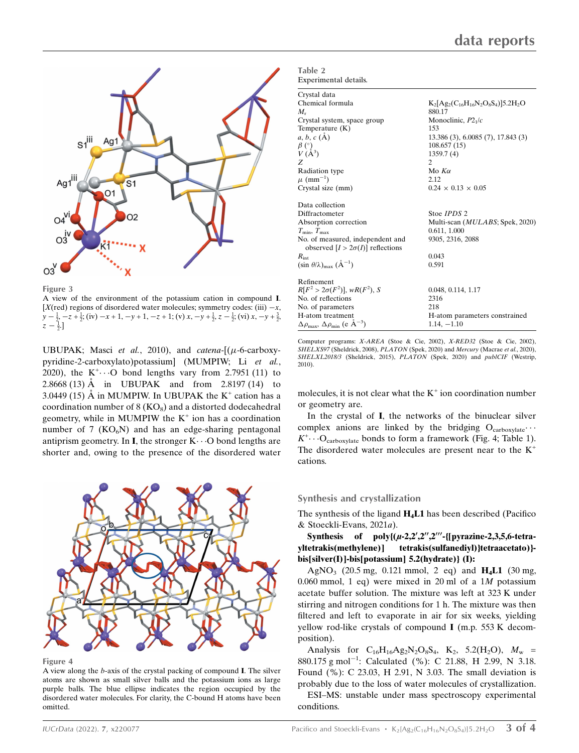Figure 3

A view of the environment of the potassium cation in compound **I**. [*X*(red) regions of disordered water molecules; symmetry codes: (iii) $-x$, $y-\frac{1}{2}$, $-z+\frac{1}{2}$; (iv) $-x+1$, $-y+1$, $-z+1$; (v) $x$, $-y+\frac{1}{2}$, $z-\frac{1}{2}$; (vi) $x$, $-y+\frac{3}{2}$, $z-\frac{1}{2}$.]

UBUPAK; Masci *et al.*, 2010), and *catena*-[(μ-6-carboxypyridine-2-carboxylato)potassium] (MUMPIW; Li *et al.*, 2020), the $K^+\cdots O$ bond lengths vary from 2.7951 (11) to 2.8668 (13) Å in UBUPAK and from 2.8197 (14) to 3.0449 (15) Å in MUMPIW. In UBUPAK the $K^+$ cation has a coordination number of 8 ($KO_8$) and a distorted dodecahedral geometry, while in MUMPIW the $K^+$ ion has a coordination number of 7 ($KO_6N$) and has an edge-sharing pentagonal antiprism geometry. In **I**, the stronger $K\cdots O$ bond lengths are shorter and, owing to the presence of the disordered water molecules, it is not clear what the $K^+$ ion coordination number or geometry are.

In the crystal of **I**, the networks of the binuclear silver complex anions are linked by the bridging $O_{carboxylate}\cdots K^+\cdots O_{carboxylate}$ bonds to form a framework (Fig. 4; Table 1). The disordered water molecules are present near to the $K^+$ cations.

Figure 4

A view along the *b*-axis of the crystal packing of compound **I**. The silver atoms are shown as small silver balls and the potassium ions as large purple balls. The blue ellipse indicates the region occupied by the disordered water molecules. For clarity, the C-bound H atoms have been omitted.

Table 2
Experimental details.

| | |
|---|---|
| **Crystal data** | |
| Chemical formula | $K_2[Ag_2(C_{16}H_{16}N_2O_8S_4)]5.2H_2O$ |
| $M_r$ | 880.17 |
| Crystal system, space group | Monoclinic, $P2_1/c$ |
| Temperature (K) | 153 |
| *a*, *b*, *c* (Å) | 13.386 (3), 6.0085 (7), 17.843 (3) |
| β (°) | 108.657 (15) |
| *V* (Å$^3$) | 1359.7 (4) |
| *Z* | 2 |
| Radiation type | Mo *K*α |
| μ (mm$^{-1}$) | 2.12 |
| Crystal size (mm) | 0.24 × 0.13 × 0.05 |
| **Data collection** | |
| Diffractometer | Stoe *IPDS* 2 |
| Absorption correction | Multi-scan (*MULABS*; Spek, 2020) |
| $T_{min}$, $T_{max}$ | 0.611, 1.000 |
| No. of measured, independent and observed [$I > 2\sigma(I)$] reflections | 9305, 2316, 2088 |
| $R_{int}$ | 0.043 |
| $(\sin \theta/\lambda)_{max}$ (Å$^{-1}$) | 0.591 |
| **Refinement** | |
| $R[F^2 > 2\sigma(F^2)]$, $wR(F^2)$, $S$ | 0.048, 0.114, 1.17 |
| No. of reflections | 2316 |
| No. of parameters | 218 |
| H-atom treatment | H-atom parameters constrained |
| $\Delta\rho_{max}$, $\Delta\rho_{min}$ (e Å$^{-3}$) | 1.14, −1.10 |

Computer programs: *X-AREA* (Stoe & Cie, 2002), *X-RED32* (Stoe & Cie, 2002), *SHELXS97* (Sheldrick, 2008), *PLATON* (Spek, 2020) and *Mercury* (Macrae *et al.*, 2020), *SHELXL2018/3* (Sheldrick, 2015), *PLATON* (Spek, 2020) and *publCIF* (Westrip, 2010).

## Synthesis and crystallization

The synthesis of the ligand **H$_4$L1** has been described (Pacifico & Stoeckli-Evans, 2021*a*).

**Synthesis of poly{(μ-2,2′,2′′,2′′′-{[pyrazine-2,3,5,6-tetrayltetrakis(methylene)] tetrakis(sulfanediyl)}tetraacetato)}-bis[silver(I)]-bis[potassium] 5.2(hydrate)} (I):**

$AgNO_3$ (20.5 mg, 0.121 mmol, 2 eq) and **H$_4$L1** (30 mg, 0.060 mmol, 1 eq) were mixed in 20 ml of a 1*M* potassium acetate buffer solution. The mixture was left at 323 K under stirring and nitrogen conditions for 1 h. The mixture was then filtered and left to evaporate in air for six weeks, yielding yellow rod-like crystals of compound **I** (m.p. 553 K decomposition).

Analysis for $C_{16}H_{16}Ag_2N_2O_8S_4$, $K_2$, 5.2($H_2O$), $M_w$ = 880.175 g mol$^{-1}$: Calculated (%): C 21.88, H 2.99, N 3.18. Found (%): C 23.03, H 2.91, N 3.03. The small deviation is probably due to the loss of water molecules of crystallization.

ESI–MS: unstable under mass spectroscopy experimental conditions.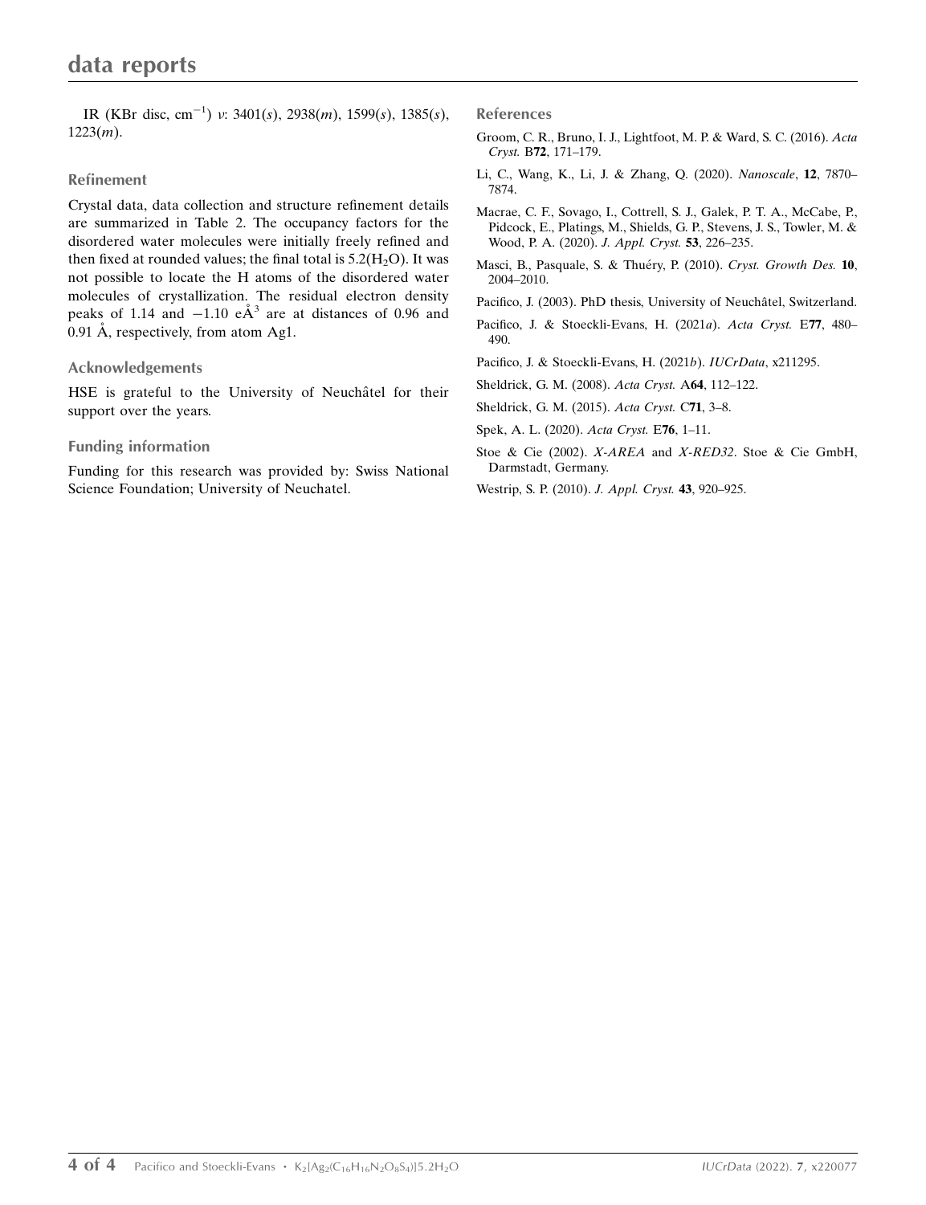IR (KBr disc, $cm^{-1}$) $\nu$: 3401(*s*), 2938(*m*), 1599(*s*), 1385(*s*), 1223(*m*).

## Refinement

Crystal data, data collection and structure refinement details are summarized in Table 2. The occupancy factors for the disordered water molecules were initially freely refined and then fixed at rounded values; the final total is 5.2($H_2O$). It was not possible to locate the H atoms of the disordered water molecules of crystallization. The residual electron density peaks of 1.14 and −1.10 e$\AA^3$ are at distances of 0.96 and 0.91 Å, respectively, from atom Ag1.

## Acknowledgements

HSE is grateful to the University of Neuchâtel for their support over the years.

## Funding information

Funding for this research was provided by: Swiss National Science Foundation; University of Neuchatel.

## References

Groom, C. R., Bruno, I. J., Lightfoot, M. P. & Ward, S. C. (2016). *Acta Cryst.* B**72**, 171–179.

Li, C., Wang, K., Li, J. & Zhang, Q. (2020). *Nanoscale*, **12**, 7870–7874.

Macrae, C. F., Sovago, I., Cottrell, S. J., Galek, P. T. A., McCabe, P., Pidcock, E., Platings, M., Shields, G. P., Stevens, J. S., Towler, M. & Wood, P. A. (2020). *J. Appl. Cryst.* **53**, 226–235.

Masci, B., Pasquale, S. & Thuéry, P. (2010). *Cryst. Growth Des.* **10**, 2004–2010.

Pacifico, J. (2003). PhD thesis, University of Neuchâtel, Switzerland.

Pacifico, J. & Stoeckli-Evans, H. (2021*a*). *Acta Cryst.* E**77**, 480–490.

Pacifico, J. & Stoeckli-Evans, H. (2021*b*). *IUCrData*, x211295.

Sheldrick, G. M. (2008). *Acta Cryst.* A**64**, 112–122.

Sheldrick, G. M. (2015). *Acta Cryst.* C**71**, 3–8.

Spek, A. L. (2020). *Acta Cryst.* E**76**, 1–11.

Stoe & Cie (2002). *X-AREA* and *X-RED32*. Stoe & Cie GmbH, Darmstadt, Germany.

Westrip, S. P. (2010). *J. Appl. Cryst.* **43**, 920–925.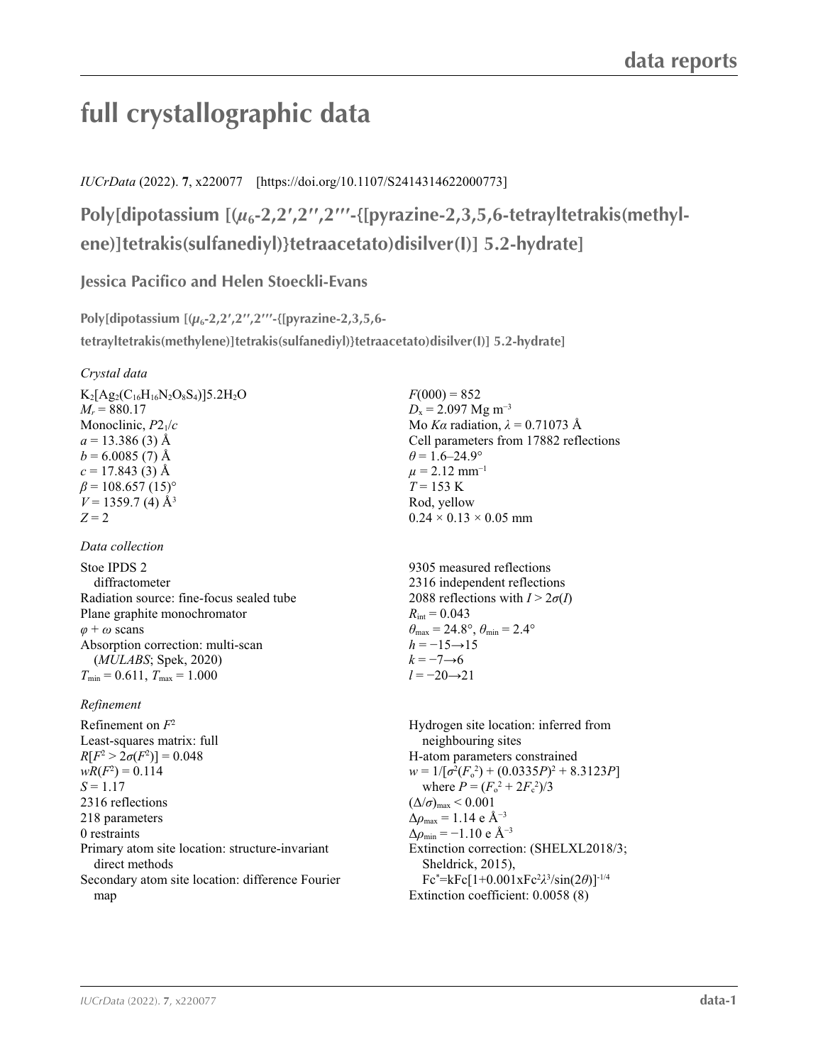# full crystallographic data

*IUCrData* (2022). **7**, x220077 [https://doi.org/10.1107/S2414314622000773]

## Poly[dipotassium [($\mu_6$-2,2′,2″,2‴-{[pyrazine-2,3,5,6-tetrayltetrakis(methylene)]tetrakis(sulfanediyl)}tetraacetato)disilver(I)] 5.2-hydrate]

**Jessica Pacifico and Helen Stoeckli-Evans**

**Poly[dipotassium [($\mu_6$-2,2′,2″,2‴-{[pyrazine-2,3,5,6-tetrayltetrakis(methylene)]tetrakis(sulfanediyl)}tetraacetato)disilver(I)] 5.2-hydrate]**

*Crystal data*

$K_2[Ag_2(C_{16}H_{16}N_2O_8S_4)]5.2H_2O$
$M_r$ = 880.17
Monoclinic, $P2_1/c$
$a$ = 13.386 (3) Å
$b$ = 6.0085 (7) Å
$c$ = 17.843 (3) Å
$\beta$ = 108.657 (15)°
$V$ = 1359.7 (4) Å$^3$
$Z$ = 2
$F$(000) = 852
$D_x$ = 2.097 Mg m$^{-3}$
Mo $K\alpha$ radiation, $\lambda$ = 0.71073 Å
Cell parameters from 17882 reflections
$\theta$ = 1.6–24.9°
$\mu$ = 2.12 mm$^{-1}$
$T$ = 153 K
Rod, yellow
0.24 × 0.13 × 0.05 mm

*Data collection*

Stoe IPDS 2
diffractometer
Radiation source: fine-focus sealed tube
Plane graphite monochromator
$\varphi + \omega$ scans
Absorption correction: multi-scan
(*MULABS*; Spek, 2020)
$T_{min}$ = 0.611, $T_{max}$ = 1.000
9305 measured reflections
2316 independent reflections
2088 reflections with $I > 2\sigma(I)$
$R_{int}$ = 0.043
$\theta_{max}$ = 24.8°, $\theta_{min}$ = 2.4°
$h$ = −15→15
$k$ = −7→6
$l$ = −20→21

*Refinement*

Refinement on $F^2$
Least-squares matrix: full
$R[F^2 > 2\sigma(F^2)]$ = 0.048
$wR(F^2)$ = 0.114
$S$ = 1.17
2316 reflections
218 parameters
0 restraints
Primary atom site location: structure-invariant direct methods
Secondary atom site location: difference Fourier map
Hydrogen site location: inferred from neighbouring sites
H-atom parameters constrained
$w = 1/[\sigma^2(F_o^2) + (0.0335P)^2 + 8.3123P]$
where $P = (F_o^2 + 2F_c^2)/3$
$(\Delta/\sigma)_{max}$ < 0.001
$\Delta\rho_{max}$ = 1.14 e Å$^{-3}$
$\Delta\rho_{min}$ = −1.10 e Å$^{-3}$
Extinction correction: (SHELXL2018/3; Sheldrick, 2015),
$Fc^* = kFc[1+0.001xFc^2\lambda^3/\sin(2\theta)]^{-1/4}$
Extinction coefficient: 0.0058 (8)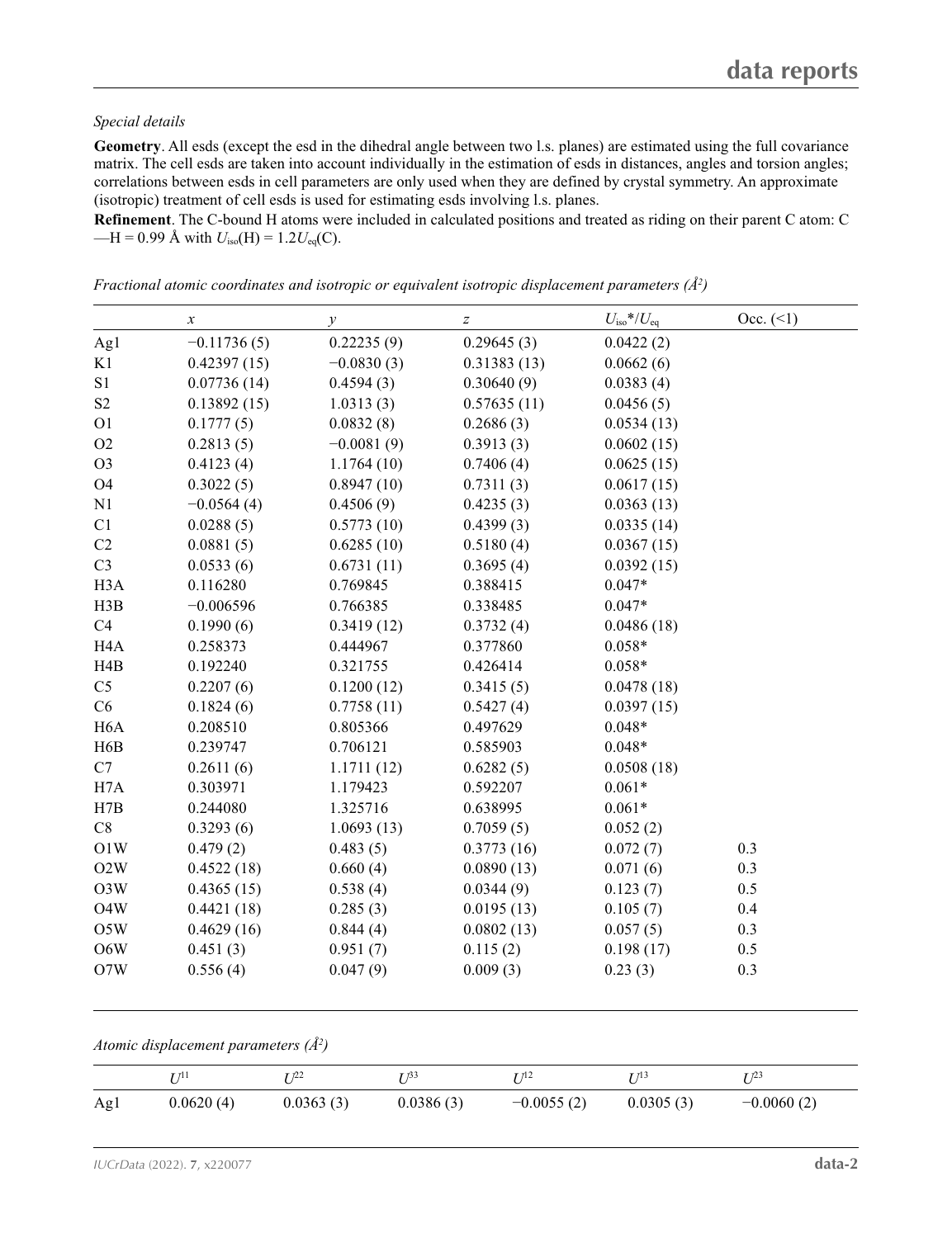*Special details*

**Geometry**. All esds (except the esd in the dihedral angle between two l.s. planes) are estimated using the full covariance matrix. The cell esds are taken into account individually in the estimation of esds in distances, angles and torsion angles; correlations between esds in cell parameters are only used when they are defined by crystal symmetry. An approximate (isotropic) treatment of cell esds is used for estimating esds involving l.s. planes.

**Refinement**. The C-bound H atoms were included in calculated positions and treated as riding on their parent C atom: C—H = 0.99 Å with $U_{iso}$(H) = 1.2$U_{eq}$(C).

*Fractional atomic coordinates and isotropic or equivalent isotropic displacement parameters (Å$^2$)*

| | $x$ | $y$ | $z$ | $U_{iso}$\*/$U_{eq}$ | Occ. (<1) |
|---|---|---|---|---|---|
| Ag1 | −0.11736 (5) | 0.22235 (9) | 0.29645 (3) | 0.0422 (2) | |
| K1 | 0.42397 (15) | −0.0830 (3) | 0.31383 (13) | 0.0662 (6) | |
| S1 | 0.07736 (14) | 0.4594 (3) | 0.30640 (9) | 0.0383 (4) | |
| S2 | 0.13892 (15) | 1.0313 (3) | 0.57635 (11) | 0.0456 (5) | |
| O1 | 0.1777 (5) | 0.0832 (8) | 0.2686 (3) | 0.0534 (13) | |
| O2 | 0.2813 (5) | −0.0081 (9) | 0.3913 (3) | 0.0602 (15) | |
| O3 | 0.4123 (4) | 1.1764 (10) | 0.7406 (4) | 0.0625 (15) | |
| O4 | 0.3022 (5) | 0.8947 (10) | 0.7311 (3) | 0.0617 (15) | |
| N1 | −0.0564 (4) | 0.4506 (9) | 0.4235 (3) | 0.0363 (13) | |
| C1 | 0.0288 (5) | 0.5773 (10) | 0.4399 (3) | 0.0335 (14) | |
| C2 | 0.0881 (5) | 0.6285 (10) | 0.5180 (4) | 0.0367 (15) | |
| C3 | 0.0533 (6) | 0.6731 (11) | 0.3695 (4) | 0.0392 (15) | |
| H3A | 0.116280 | 0.769845 | 0.388415 | 0.047* | |
| H3B | −0.006596 | 0.766385 | 0.338485 | 0.047* | |
| C4 | 0.1990 (6) | 0.3419 (12) | 0.3732 (4) | 0.0486 (18) | |
| H4A | 0.258373 | 0.444967 | 0.377860 | 0.058* | |
| H4B | 0.192240 | 0.321755 | 0.426414 | 0.058* | |
| C5 | 0.2207 (6) | 0.1200 (12) | 0.3415 (5) | 0.0478 (18) | |
| C6 | 0.1824 (6) | 0.7758 (11) | 0.5427 (4) | 0.0397 (15) | |
| H6A | 0.208510 | 0.805366 | 0.497629 | 0.048* | |
| H6B | 0.239747 | 0.706121 | 0.585903 | 0.048* | |
| C7 | 0.2611 (6) | 1.1711 (12) | 0.6282 (5) | 0.0508 (18) | |
| H7A | 0.303971 | 1.179423 | 0.592207 | 0.061* | |
| H7B | 0.244080 | 1.325716 | 0.638995 | 0.061* | |
| C8 | 0.3293 (6) | 1.0693 (13) | 0.7059 (5) | 0.052 (2) | |
| O1W | 0.479 (2) | 0.483 (5) | 0.3773 (16) | 0.072 (7) | 0.3 |
| O2W | 0.4522 (18) | 0.660 (4) | 0.0890 (13) | 0.071 (6) | 0.3 |
| O3W | 0.4365 (15) | 0.538 (4) | 0.0344 (9) | 0.123 (7) | 0.5 |
| O4W | 0.4421 (18) | 0.285 (3) | 0.0195 (13) | 0.105 (7) | 0.4 |
| O5W | 0.4629 (16) | 0.844 (4) | 0.0802 (13) | 0.057 (5) | 0.3 |
| O6W | 0.451 (3) | 0.951 (7) | 0.115 (2) | 0.198 (17) | 0.5 |
| O7W | 0.556 (4) | 0.047 (9) | 0.009 (3) | 0.23 (3) | 0.3 |

*Atomic displacement parameters (Å$^2$)*

| | $U^{11}$ | $U^{22}$ | $U^{33}$ | $U^{12}$ | $U^{13}$ | $U^{23}$ |
|---|---|---|---|---|---|---|
| Ag1 | 0.0620 (4) | 0.0363 (3) | 0.0386 (3) | −0.0055 (2) | 0.0305 (3) | −0.0060 (2) |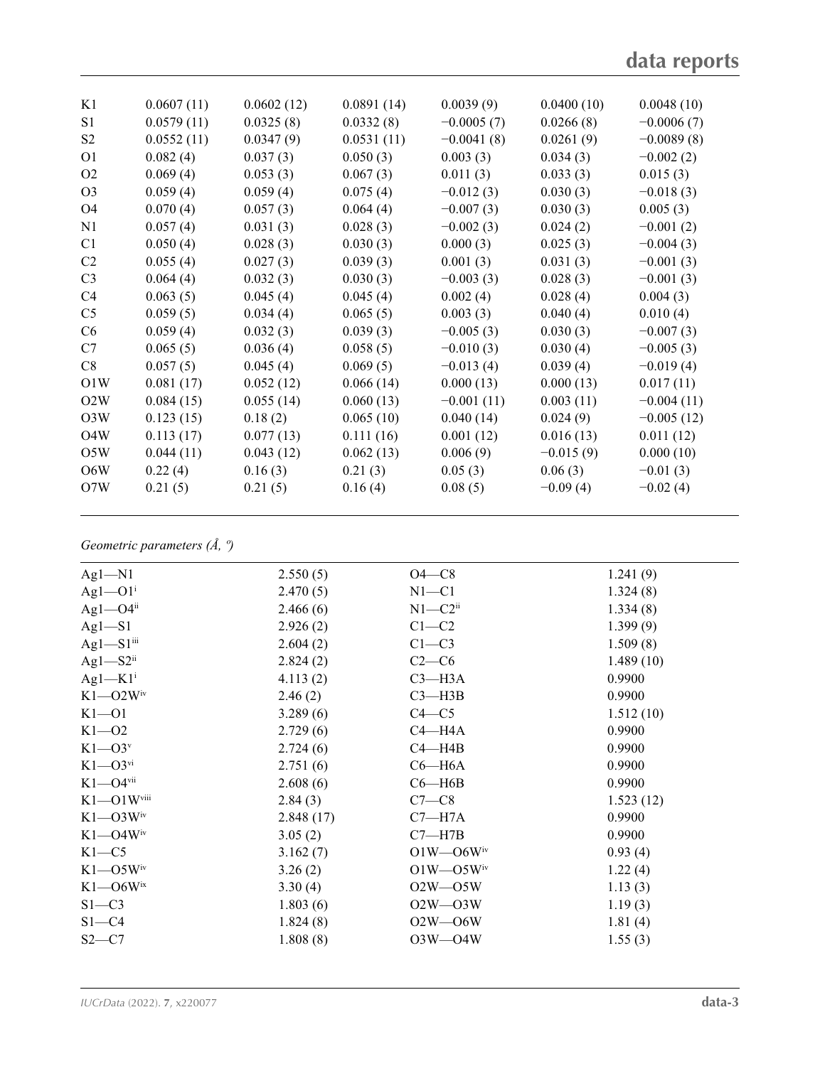| | | | | | | |
|---|---|---|---|---|---|---|
| K1 | 0.0607 (11) | 0.0602 (12) | 0.0891 (14) | 0.0039 (9) | 0.0400 (10) | 0.0048 (10) |
| S1 | 0.0579 (11) | 0.0325 (8) | 0.0332 (8) | −0.0005 (7) | 0.0266 (8) | −0.0006 (7) |
| S2 | 0.0552 (11) | 0.0347 (9) | 0.0531 (11) | −0.0041 (8) | 0.0261 (9) | −0.0089 (8) |
| O1 | 0.082 (4) | 0.037 (3) | 0.050 (3) | 0.003 (3) | 0.034 (3) | −0.002 (2) |
| O2 | 0.069 (4) | 0.053 (3) | 0.067 (3) | 0.011 (3) | 0.033 (3) | 0.015 (3) |
| O3 | 0.059 (4) | 0.059 (4) | 0.075 (4) | −0.012 (3) | 0.030 (3) | −0.018 (3) |
| O4 | 0.070 (4) | 0.057 (3) | 0.064 (4) | −0.007 (3) | 0.030 (3) | 0.005 (3) |
| N1 | 0.057 (4) | 0.031 (3) | 0.028 (3) | −0.002 (3) | 0.024 (2) | −0.001 (2) |
| C1 | 0.050 (4) | 0.028 (3) | 0.030 (3) | 0.000 (3) | 0.025 (3) | −0.004 (3) |
| C2 | 0.055 (4) | 0.027 (3) | 0.039 (3) | 0.001 (3) | 0.031 (3) | −0.001 (3) |
| C3 | 0.064 (4) | 0.032 (3) | 0.030 (3) | −0.003 (3) | 0.028 (3) | −0.001 (3) |
| C4 | 0.063 (5) | 0.045 (4) | 0.045 (4) | 0.002 (4) | 0.028 (4) | 0.004 (3) |
| C5 | 0.059 (5) | 0.034 (4) | 0.065 (5) | 0.003 (3) | 0.040 (4) | 0.010 (4) |
| C6 | 0.059 (4) | 0.032 (3) | 0.039 (3) | −0.005 (3) | 0.030 (3) | −0.007 (3) |
| C7 | 0.065 (5) | 0.036 (4) | 0.058 (5) | −0.010 (3) | 0.030 (4) | −0.005 (3) |
| C8 | 0.057 (5) | 0.045 (4) | 0.069 (5) | −0.013 (4) | 0.039 (4) | −0.019 (4) |
| O1W | 0.081 (17) | 0.052 (12) | 0.066 (14) | 0.000 (13) | 0.000 (13) | 0.017 (11) |
| O2W | 0.084 (15) | 0.055 (14) | 0.060 (13) | −0.001 (11) | 0.003 (11) | −0.004 (11) |
| O3W | 0.123 (15) | 0.18 (2) | 0.065 (10) | 0.040 (14) | 0.024 (9) | −0.005 (12) |
| O4W | 0.113 (17) | 0.077 (13) | 0.111 (16) | 0.001 (12) | 0.016 (13) | 0.011 (12) |
| O5W | 0.044 (11) | 0.043 (12) | 0.062 (13) | 0.006 (9) | −0.015 (9) | 0.000 (10) |
| O6W | 0.22 (4) | 0.16 (3) | 0.21 (3) | 0.05 (3) | 0.06 (3) | −0.01 (3) |
| O7W | 0.21 (5) | 0.21 (5) | 0.16 (4) | 0.08 (5) | −0.09 (4) | −0.02 (4) |

*Geometric parameters (Å, º)*

| | | | |
|---|---|---|---|
| Ag1—N1 | 2.550 (5) | O4—C8 | 1.241 (9) |
| Ag1—O1$^{i}$ | 2.470 (5) | N1—C1 | 1.324 (8) |
| Ag1—O4$^{ii}$ | 2.466 (6) | N1—C2$^{ii}$ | 1.334 (8) |
| Ag1—S1 | 2.926 (2) | C1—C2 | 1.399 (9) |
| Ag1—S1$^{iii}$ | 2.604 (2) | C1—C3 | 1.509 (8) |
| Ag1—S2$^{ii}$ | 2.824 (2) | C2—C6 | 1.489 (10) |
| Ag1—K1$^{i}$ | 4.113 (2) | C3—H3A | 0.9900 |
| K1—O2W$^{iv}$ | 2.46 (2) | C3—H3B | 0.9900 |
| K1—O1 | 3.289 (6) | C4—C5 | 1.512 (10) |
| K1—O2 | 2.729 (6) | C4—H4A | 0.9900 |
| K1—O3$^{v}$ | 2.724 (6) | C4—H4B | 0.9900 |
| K1—O3$^{vi}$ | 2.751 (6) | C6—H6A | 0.9900 |
| K1—O4$^{vii}$ | 2.608 (6) | C6—H6B | 0.9900 |
| K1—O1W$^{viii}$ | 2.84 (3) | C7—C8 | 1.523 (12) |
| K1—O3W$^{iv}$ | 2.848 (17) | C7—H7A | 0.9900 |
| K1—O4W$^{iv}$ | 3.05 (2) | C7—H7B | 0.9900 |
| K1—C5 | 3.162 (7) | O1W—O6W$^{iv}$ | 0.93 (4) |
| K1—O5W$^{iv}$ | 3.26 (2) | O1W—O5W$^{iv}$ | 1.22 (4) |
| K1—O6W$^{ix}$ | 3.30 (4) | O2W—O5W | 1.13 (3) |
| S1—C3 | 1.803 (6) | O2W—O3W | 1.19 (3) |
| S1—C4 | 1.824 (8) | O2W—O6W | 1.81 (4) |
| S2—C7 | 1.808 (8) | O3W—O4W | 1.55 (3) |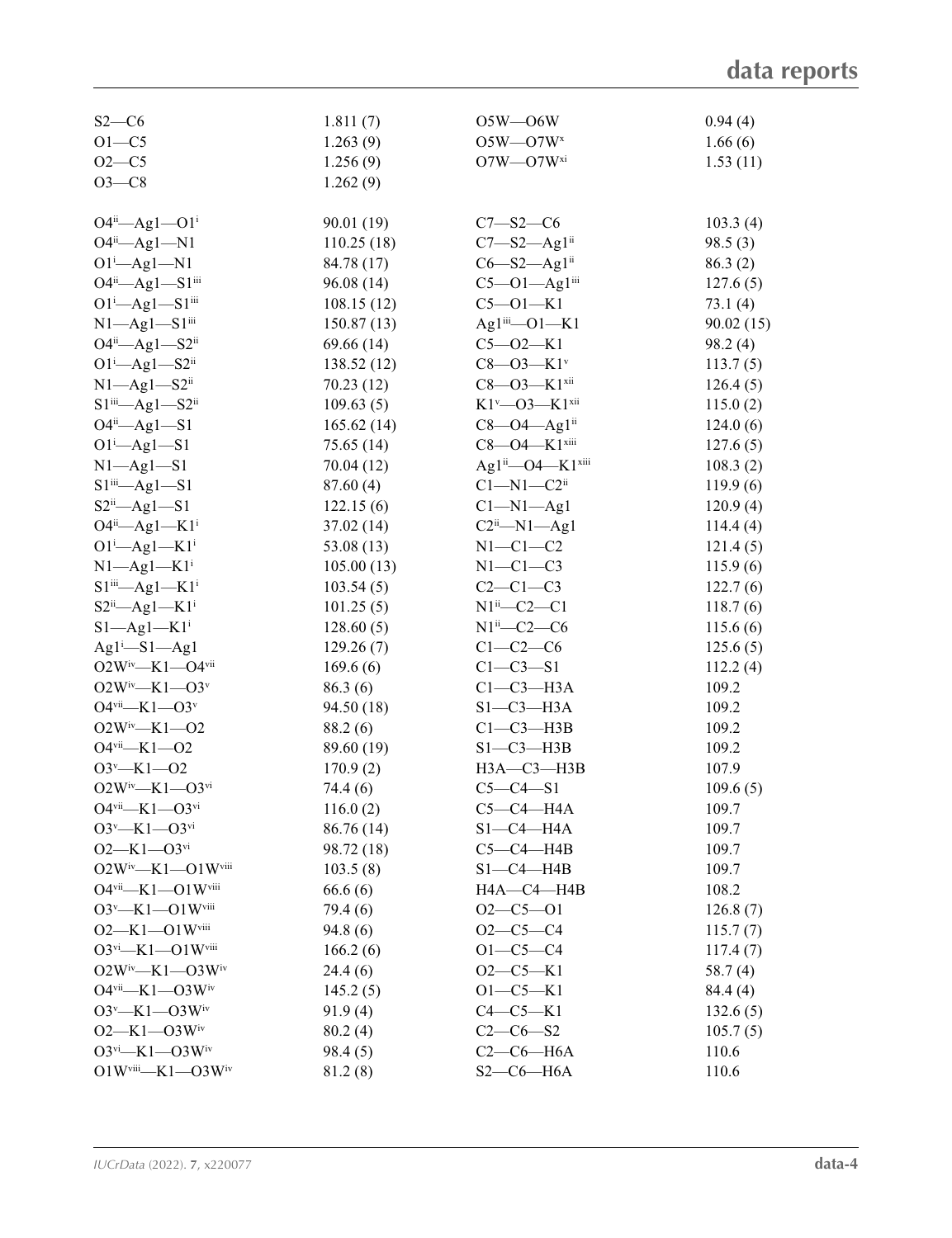| | | | |
|---|---|---|---|
| S2—C6 | 1.811 (7) | O5W—O6W | 0.94 (4) |
| O1—C5 | 1.263 (9) | O5W—O7W$^{x}$ | 1.66 (6) |
| O2—C5 | 1.256 (9) | O7W—O7W$^{xi}$ | 1.53 (11) |
| O3—C8 | 1.262 (9) | | |
| | | | |
| O4$^{ii}$—Ag1—O1$^{i}$ | 90.01 (19) | C7—S2—C6 | 103.3 (4) |
| O4$^{ii}$—Ag1—N1 | 110.25 (18) | C7—S2—Ag1$^{ii}$ | 98.5 (3) |
| O1$^{i}$—Ag1—N1 | 84.78 (17) | C6—S2—Ag1$^{ii}$ | 86.3 (2) |
| O4$^{ii}$—Ag1—S1$^{iii}$ | 96.08 (14) | C5—O1—Ag1$^{iii}$ | 127.6 (5) |
| O1$^{i}$—Ag1—S1$^{iii}$ | 108.15 (12) | C5—O1—K1 | 73.1 (4) |
| N1—Ag1—S1$^{iii}$ | 150.87 (13) | Ag1$^{iii}$—O1—K1 | 90.02 (15) |
| O4$^{ii}$—Ag1—S2$^{ii}$ | 69.66 (14) | C5—O2—K1 | 98.2 (4) |
| O1$^{i}$—Ag1—S2$^{ii}$ | 138.52 (12) | C8—O3—K1$^{v}$ | 113.7 (5) |
| N1—Ag1—S2$^{ii}$ | 70.23 (12) | C8—O3—K1$^{xii}$ | 126.4 (5) |
| S1$^{iii}$—Ag1—S2$^{ii}$ | 109.63 (5) | K1$^{v}$—O3—K1$^{xii}$ | 115.0 (2) |
| O4$^{ii}$—Ag1—S1 | 165.62 (14) | C8—O4—Ag1$^{ii}$ | 124.0 (6) |
| O1$^{i}$—Ag1—S1 | 75.65 (14) | C8—O4—K1$^{xiii}$ | 127.6 (5) |
| N1—Ag1—S1 | 70.04 (12) | Ag1$^{ii}$—O4—K1$^{xiii}$ | 108.3 (2) |
| S1$^{iii}$—Ag1—S1 | 87.60 (4) | C1—N1—C2$^{ii}$ | 119.9 (6) |
| S2$^{ii}$—Ag1—S1 | 122.15 (6) | C1—N1—Ag1 | 120.9 (4) |
| O4$^{ii}$—Ag1—K1$^{i}$ | 37.02 (14) | C2$^{ii}$—N1—Ag1 | 114.4 (4) |
| O1$^{i}$—Ag1—K1$^{i}$ | 53.08 (13) | N1—C1—C2 | 121.4 (5) |
| N1—Ag1—K1$^{i}$ | 105.00 (13) | N1—C1—C3 | 115.9 (6) |
| S1$^{iii}$—Ag1—K1$^{i}$ | 103.54 (5) | C2—C1—C3 | 122.7 (6) |
| S2$^{ii}$—Ag1—K1$^{i}$ | 101.25 (5) | N1$^{ii}$—C2—C1 | 118.7 (6) |
| S1—Ag1—K1$^{i}$ | 128.60 (5) | N1$^{ii}$—C2—C6 | 115.6 (6) |
| Ag1$^{i}$—S1—Ag1 | 129.26 (7) | C1—C2—C6 | 125.6 (5) |
| O2W$^{iv}$—K1—O4$^{vii}$ | 169.6 (6) | C1—C3—S1 | 112.2 (4) |
| O2W$^{iv}$—K1—O3$^{v}$ | 86.3 (6) | C1—C3—H3A | 109.2 |
| O4$^{vii}$—K1—O3$^{v}$ | 94.50 (18) | S1—C3—H3A | 109.2 |
| O2W$^{iv}$—K1—O2 | 88.2 (6) | C1—C3—H3B | 109.2 |
| O4$^{vii}$—K1—O2 | 89.60 (19) | S1—C3—H3B | 109.2 |
| O3$^{v}$—K1—O2 | 170.9 (2) | H3A—C3—H3B | 107.9 |
| O2W$^{iv}$—K1—O3$^{vi}$ | 74.4 (6) | C5—C4—S1 | 109.6 (5) |
| O4$^{vii}$—K1—O3$^{vi}$ | 116.0 (2) | C5—C4—H4A | 109.7 |
| O3$^{v}$—K1—O3$^{vi}$ | 86.76 (14) | S1—C4—H4A | 109.7 |
| O2—K1—O3$^{vi}$ | 98.72 (18) | C5—C4—H4B | 109.7 |
| O2W$^{iv}$—K1—O1W$^{viii}$ | 103.5 (8) | S1—C4—H4B | 109.7 |
| O4$^{vii}$—K1—O1W$^{viii}$ | 66.6 (6) | H4A—C4—H4B | 108.2 |
| O3$^{v}$—K1—O1W$^{viii}$ | 79.4 (6) | O2—C5—O1 | 126.8 (7) |
| O2—K1—O1W$^{viii}$ | 94.8 (6) | O2—C5—C4 | 115.7 (7) |
| O3$^{vi}$—K1—O1W$^{viii}$ | 166.2 (6) | O1—C5—C4 | 117.4 (7) |
| O2W$^{iv}$—K1—O3W$^{iv}$ | 24.4 (6) | O2—C5—K1 | 58.7 (4) |
| O4$^{vii}$—K1—O3W$^{iv}$ | 145.2 (5) | O1—C5—K1 | 84.4 (4) |
| O3$^{v}$—K1—O3W$^{iv}$ | 91.9 (4) | C4—C5—K1 | 132.6 (5) |
| O2—K1—O3W$^{iv}$ | 80.2 (4) | C2—C6—S2 | 105.7 (5) |
| O3$^{vi}$—K1—O3W$^{iv}$ | 98.4 (5) | C2—C6—H6A | 110.6 |
| O1W$^{viii}$—K1—O3W$^{iv}$ | 81.2 (8) | S2—C6—H6A | 110.6 |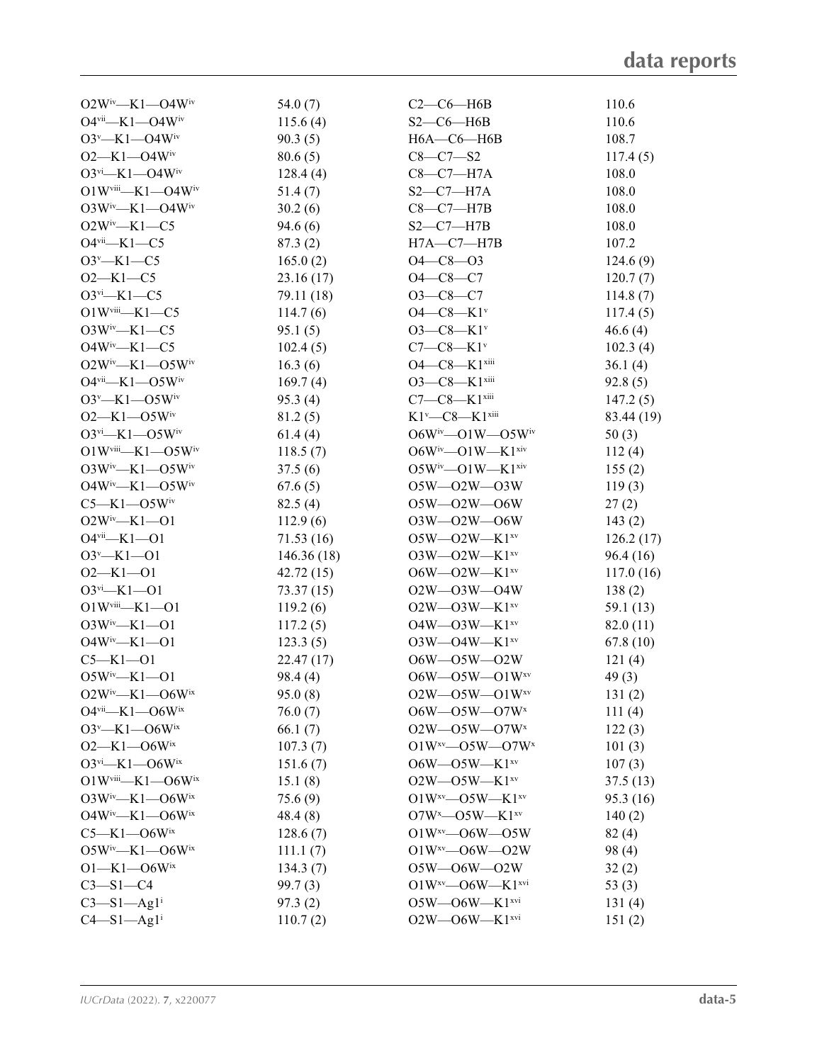| | | | |
|---|---|---|---|
| O2W$^{iv}$—K1—O4W$^{iv}$ | 54.0 (7) | C2—C6—H6B | 110.6 |
| O4$^{vii}$—K1—O4W$^{iv}$ | 115.6 (4) | S2—C6—H6B | 110.6 |
| O3$^{v}$—K1—O4W$^{iv}$ | 90.3 (5) | H6A—C6—H6B | 108.7 |
| O2—K1—O4W$^{iv}$ | 80.6 (5) | C8—C7—S2 | 117.4 (5) |
| O3$^{vi}$—K1—O4W$^{iv}$ | 128.4 (4) | C8—C7—H7A | 108.0 |
| O1W$^{viii}$—K1—O4W$^{iv}$ | 51.4 (7) | S2—C7—H7A | 108.0 |
| O3W$^{iv}$—K1—O4W$^{iv}$ | 30.2 (6) | C8—C7—H7B | 108.0 |
| O2W$^{iv}$—K1—C5 | 94.6 (6) | S2—C7—H7B | 108.0 |
| O4$^{vii}$—K1—C5 | 87.3 (2) | H7A—C7—H7B | 107.2 |
| O3$^{v}$—K1—C5 | 165.0 (2) | O4—C8—O3 | 124.6 (9) |
| O2—K1—C5 | 23.16 (17) | O4—C8—C7 | 120.7 (7) |
| O3$^{vi}$—K1—C5 | 79.11 (18) | O3—C8—C7 | 114.8 (7) |
| O1W$^{viii}$—K1—C5 | 114.7 (6) | O4—C8—K1$^{v}$ | 117.4 (5) |
| O3W$^{iv}$—K1—C5 | 95.1 (5) | O3—C8—K1$^{v}$ | 46.6 (4) |
| O4W$^{iv}$—K1—C5 | 102.4 (5) | C7—C8—K1$^{v}$ | 102.3 (4) |
| O2W$^{iv}$—K1—O5W$^{iv}$ | 16.3 (6) | O4—C8—K1$^{xiii}$ | 36.1 (4) |
| O4$^{vii}$—K1—O5W$^{iv}$ | 169.7 (4) | O3—C8—K1$^{xiii}$ | 92.8 (5) |
| O3$^{v}$—K1—O5W$^{iv}$ | 95.3 (4) | C7—C8—K1$^{xiii}$ | 147.2 (5) |
| O2—K1—O5W$^{iv}$ | 81.2 (5) | K1$^{v}$—C8—K1$^{xiii}$ | 83.44 (19) |
| O3$^{vi}$—K1—O5W$^{iv}$ | 61.4 (4) | O6W$^{iv}$—O1W—O5W$^{iv}$ | 50 (3) |
| O1W$^{viii}$—K1—O5W$^{iv}$ | 118.5 (7) | O6W$^{iv}$—O1W—K1$^{xiv}$ | 112 (4) |
| O3W$^{iv}$—K1—O5W$^{iv}$ | 37.5 (6) | O5W$^{iv}$—O1W—K1$^{xiv}$ | 155 (2) |
| O4W$^{iv}$—K1—O5W$^{iv}$ | 67.6 (5) | O5W—O2W—O3W | 119 (3) |
| C5—K1—O5W$^{iv}$ | 82.5 (4) | O5W—O2W—O6W | 27 (2) |
| O2W$^{iv}$—K1—O1 | 112.9 (6) | O3W—O2W—O6W | 143 (2) |
| O4$^{vii}$—K1—O1 | 71.53 (16) | O5W—O2W—K1$^{xv}$ | 126.2 (17) |
| O3$^{v}$—K1—O1 | 146.36 (18) | O3W—O2W—K1$^{xv}$ | 96.4 (16) |
| O2—K1—O1 | 42.72 (15) | O6W—O2W—K1$^{xv}$ | 117.0 (16) |
| O3$^{vi}$—K1—O1 | 73.37 (15) | O2W—O3W—O4W | 138 (2) |
| O1W$^{viii}$—K1—O1 | 119.2 (6) | O2W—O3W—K1$^{xv}$ | 59.1 (13) |
| O3W$^{iv}$—K1—O1 | 117.2 (5) | O4W—O3W—K1$^{xv}$ | 82.0 (11) |
| O4W$^{iv}$—K1—O1 | 123.3 (5) | O3W—O4W—K1$^{xv}$ | 67.8 (10) |
| C5—K1—O1 | 22.47 (17) | O6W—O5W—O2W | 121 (4) |
| O5W$^{iv}$—K1—O1 | 98.4 (4) | O6W—O5W—O1W$^{xv}$ | 49 (3) |
| O2W$^{iv}$—K1—O6W$^{ix}$ | 95.0 (8) | O2W—O5W—O1W$^{xv}$ | 131 (2) |
| O4$^{vii}$—K1—O6W$^{ix}$ | 76.0 (7) | O6W—O5W—O7W$^{x}$ | 111 (4) |
| O3$^{v}$—K1—O6W$^{ix}$ | 66.1 (7) | O2W—O5W—O7W$^{x}$ | 122 (3) |
| O2—K1—O6W$^{ix}$ | 107.3 (7) | O1W$^{xv}$—O5W—O7W$^{x}$ | 101 (3) |
| O3$^{vi}$—K1—O6W$^{ix}$ | 151.6 (7) | O6W—O5W—K1$^{xv}$ | 107 (3) |
| O1W$^{viii}$—K1—O6W$^{ix}$ | 15.1 (8) | O2W—O5W—K1$^{xv}$ | 37.5 (13) |
| O3W$^{iv}$—K1—O6W$^{ix}$ | 75.6 (9) | O1W$^{xv}$—O5W—K1$^{xv}$ | 95.3 (16) |
| O4W$^{iv}$—K1—O6W$^{ix}$ | 48.4 (8) | O7W$^{x}$—O5W—K1$^{xv}$ | 140 (2) |
| C5—K1—O6W$^{ix}$ | 128.6 (7) | O1W$^{xv}$—O6W—O5W | 82 (4) |
| O5W$^{iv}$—K1—O6W$^{ix}$ | 111.1 (7) | O1W$^{xv}$—O6W—O2W | 98 (4) |
| O1—K1—O6W$^{ix}$ | 134.3 (7) | O5W—O6W—O2W | 32 (2) |
| C3—S1—C4 | 99.7 (3) | O1W$^{xv}$—O6W—K1$^{xvi}$ | 53 (3) |
| C3—S1—Ag1$^{i}$ | 97.3 (2) | O5W—O6W—K1$^{xvi}$ | 131 (4) |
| C4—S1—Ag1$^{i}$ | 110.7 (2) | O2W—O6W—K1$^{xvi}$ | 151 (2) |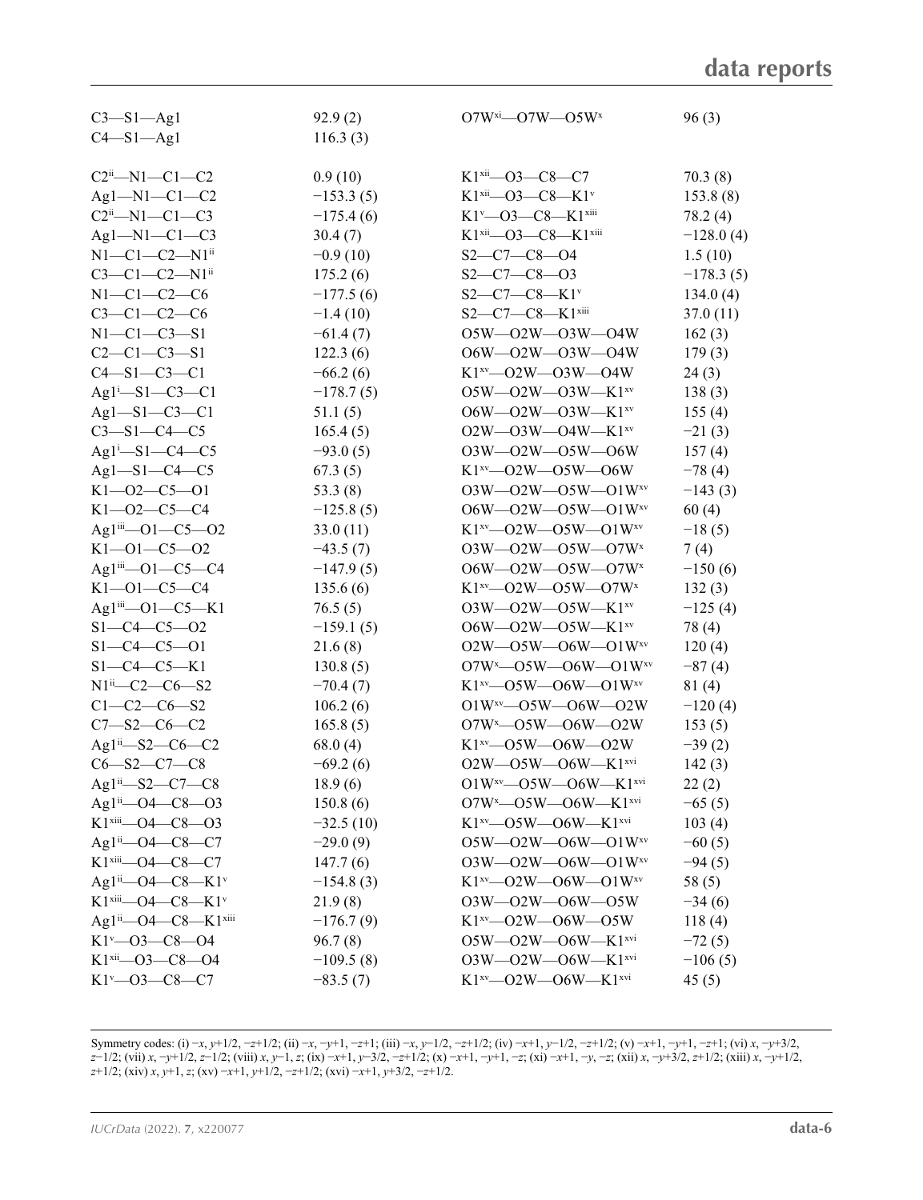| | | | |
|---|---|---|---|
| C3—S1—Ag1 | 92.9 (2) | O7W$^{xi}$—O7W—O5W$^{x}$ | 96 (3) |
| C4—S1—Ag1 | 116.3 (3) | | |
| | | | |
| C2$^{ii}$—N1—C1—C2 | 0.9 (10) | K1$^{xii}$—O3—C8—C7 | 70.3 (8) |
| Ag1—N1—C1—C2 | −153.3 (5) | K1$^{xii}$—O3—C8—K1$^{v}$ | 153.8 (8) |
| C2$^{ii}$—N1—C1—C3 | −175.4 (6) | K1$^{v}$—O3—C8—K1$^{xiii}$ | 78.2 (4) |
| Ag1—N1—C1—C3 | 30.4 (7) | K1$^{xii}$—O3—C8—K1$^{xiii}$ | −128.0 (4) |
| N1—C1—C2—N1$^{ii}$ | −0.9 (10) | S2—C7—C8—O4 | 1.5 (10) |
| C3—C1—C2—N1$^{ii}$ | 175.2 (6) | S2—C7—C8—O3 | −178.3 (5) |
| N1—C1—C2—C6 | −177.5 (6) | S2—C7—C8—K1$^{v}$ | 134.0 (4) |
| C3—C1—C2—C6 | −1.4 (10) | S2—C7—C8—K1$^{xiii}$ | 37.0 (11) |
| N1—C1—C3—S1 | −61.4 (7) | O5W—O2W—O3W—O4W | 162 (3) |
| C2—C1—C3—S1 | 122.3 (6) | O6W—O2W—O3W—O4W | 179 (3) |
| C4—S1—C3—C1 | −66.2 (6) | K1$^{xv}$—O2W—O3W—O4W | 24 (3) |
| Ag1$^{i}$—S1—C3—C1 | −178.7 (5) | O5W—O2W—O3W—K1$^{xv}$ | 138 (3) |
| Ag1—S1—C3—C1 | 51.1 (5) | O6W—O2W—O3W—K1$^{xv}$ | 155 (4) |
| C3—S1—C4—C5 | 165.4 (5) | O2W—O3W—O4W—K1$^{xv}$ | −21 (3) |
| Ag1$^{i}$—S1—C4—C5 | −93.0 (5) | O3W—O2W—O5W—O6W | 157 (4) |
| Ag1—S1—C4—C5 | 67.3 (5) | K1$^{xv}$—O2W—O5W—O6W | −78 (4) |
| K1—O2—C5—O1 | 53.3 (8) | O3W—O2W—O5W—O1W$^{xv}$ | −143 (3) |
| K1—O2—C5—C4 | −125.8 (5) | O6W—O2W—O5W—O1W$^{xv}$ | 60 (4) |
| Ag1$^{iii}$—O1—C5—O2 | 33.0 (11) | K1$^{xv}$—O2W—O5W—O1W$^{xv}$ | −18 (5) |
| K1—O1—C5—O2 | −43.5 (7) | O3W—O2W—O5W—O7W$^{x}$ | 7 (4) |
| Ag1$^{iii}$—O1—C5—C4 | −147.9 (5) | O6W—O2W—O5W—O7W$^{x}$ | −150 (6) |
| K1—O1—C5—C4 | 135.6 (6) | K1$^{xv}$—O2W—O5W—O7W$^{x}$ | 132 (3) |
| Ag1$^{iii}$—O1—C5—K1 | 76.5 (5) | O3W—O2W—O5W—K1$^{xv}$ | −125 (4) |
| S1—C4—C5—O2 | −159.1 (5) | O6W—O2W—O5W—K1$^{xv}$ | 78 (4) |
| S1—C4—C5—O1 | 21.6 (8) | O2W—O5W—O6W—O1W$^{xv}$ | 120 (4) |
| S1—C4—C5—K1 | 130.8 (5) | O7W$^{x}$—O5W—O6W—O1W$^{xv}$ | −87 (4) |
| N1$^{ii}$—C2—C6—S2 | −70.4 (7) | K1$^{xv}$—O5W—O6W—O1W$^{xv}$ | 81 (4) |
| C1—C2—C6—S2 | 106.2 (6) | O1W$^{xv}$—O5W—O6W—O2W | −120 (4) |
| C7—S2—C6—C2 | 165.8 (5) | O7W$^{x}$—O5W—O6W—O2W | 153 (5) |
| Ag1$^{ii}$—S2—C6—C2 | 68.0 (4) | K1$^{xv}$—O5W—O6W—O2W | −39 (2) |
| C6—S2—C7—C8 | −69.2 (6) | O2W—O5W—O6W—K1$^{xvi}$ | 142 (3) |
| Ag1$^{ii}$—S2—C7—C8 | 18.9 (6) | O1W$^{xv}$—O5W—O6W—K1$^{xvi}$ | 22 (2) |
| Ag1$^{ii}$—O4—C8—O3 | 150.8 (6) | O7W$^{x}$—O5W—O6W—K1$^{xvi}$ | −65 (5) |
| K1$^{xiii}$—O4—C8—O3 | −32.5 (10) | K1$^{xv}$—O5W—O6W—K1$^{xvi}$ | 103 (4) |
| Ag1$^{ii}$—O4—C8—C7 | −29.0 (9) | O5W—O2W—O6W—O1W$^{xv}$ | −60 (5) |
| K1$^{xiii}$—O4—C8—C7 | 147.7 (6) | O3W—O2W—O6W—O1W$^{xv}$ | −94 (5) |
| Ag1$^{ii}$—O4—C8—K1$^{v}$ | −154.8 (3) | K1$^{xv}$—O2W—O6W—O1W$^{xv}$ | 58 (5) |
| K1$^{xiii}$—O4—C8—K1$^{v}$ | 21.9 (8) | O3W—O2W—O6W—O5W | −34 (6) |
| Ag1$^{ii}$—O4—C8—K1$^{xiii}$ | −176.7 (9) | K1$^{xv}$—O2W—O6W—O5W | 118 (4) |
| K1$^{v}$—O3—C8—O4 | 96.7 (8) | O5W—O2W—O6W—K1$^{xvi}$ | −72 (5) |
| K1$^{xii}$—O3—C8—O4 | −109.5 (8) | O3W—O2W—O6W—K1$^{xvi}$ | −106 (5) |
| K1$^{v}$—O3—C8—C7 | −83.5 (7) | K1$^{xv}$—O2W—O6W—K1$^{xvi}$ | 45 (5) |

Symmetry codes: (i) −x, y+1/2, −z+1/2; (ii) −x, −y+1, −z+1; (iii) −x, y−1/2, −z+1/2; (iv) −x+1, y−1/2, −z+1/2; (v) −x+1, −y+1, −z+1; (vi) x, −y+3/2, z−1/2; (vii) x, −y+1/2, z−1/2; (viii) x, y−1, z; (ix) −x+1, y−3/2, −z+1/2; (x) −x+1, −y+1, −z; (xi) −x+1, −y, −z; (xii) x, −y+3/2, z+1/2; (xiii) x, −y+1/2, z+1/2; (xiv) x, y+1, z; (xv) −x+1, y+1/2, −z+1/2; (xvi) −x+1, y+3/2, −z+1/2.